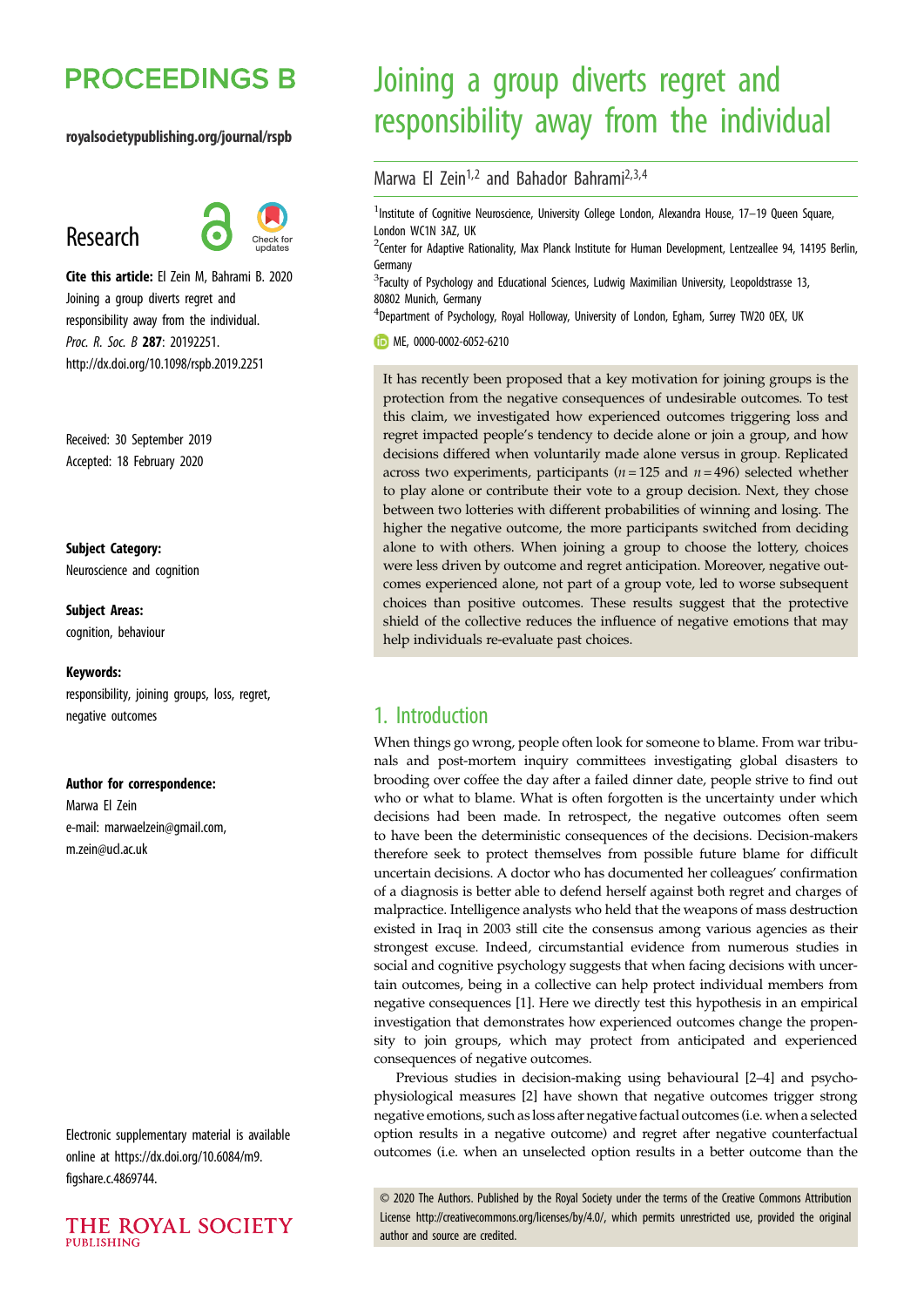# Joining a group diverts regret and responsibility away from the individual

Marwa El Zein[1,2] and Bahador Bahrami[2,3,4]

[1]Institute of Cognitive Neuroscience, University College London, Alexandra House, 17–19 Queen Square, London WC1N 3AZ, UK

[2]Center for Adaptive Rationality, Max Planck Institute for Human Development, Lentzeallee 94, 14195 Berlin, Germany

[3]Faculty of Psychology and Educational Sciences, Ludwig Maximilian University, Leopoldstrasse 13, 80802 Munich, Germany

[4]Department of Psychology, Royal Holloway, University of London, Egham, Surrey TW20 0EX, UK

ME, 0000-0002-6052-6210

PROCEEDINGS B

royalsocietypublishing.org/journal/rspb

Research

**Cite this article:** El Zein M, Bahrami B. 2020 Joining a group diverts regret and responsibility away from the individual. *Proc. R. Soc. B* **287**: 20192251. http://dx.doi.org/10.1098/rspb.2019.2251

Received: 30 September 2019
Accepted: 18 February 2020

**Subject Category:**
Neuroscience and cognition

**Subject Areas:**
cognition, behaviour

**Keywords:**
responsibility, joining groups, loss, regret, negative outcomes

**Author for correspondence:**
Marwa El Zein
e-mail: marwaelzein@gmail.com, m.zein@ucl.ac.uk

Electronic supplementary material is available online at https://dx.doi.org/10.6084/m9.figshare.c.4869744.

It has recently been proposed that a key motivation for joining groups is the protection from the negative consequences of undesirable outcomes. To test this claim, we investigated how experienced outcomes triggering loss and regret impacted people's tendency to decide alone or join a group, and how decisions differed when voluntarily made alone versus in group. Replicated across two experiments, participants ($n = 125$ and $n = 496$) selected whether to play alone or contribute their vote to a group decision. Next, they chose between two lotteries with different probabilities of winning and losing. The higher the negative outcome, the more participants switched from deciding alone to with others. When joining a group to choose the lottery, choices were less driven by outcome and regret anticipation. Moreover, negative outcomes experienced alone, not part of a group vote, led to worse subsequent choices than positive outcomes. These results suggest that the protective shield of the collective reduces the influence of negative emotions that may help individuals re-evaluate past choices.

## 1. Introduction

When things go wrong, people often look for someone to blame. From war tribunals and post-mortem inquiry committees investigating global disasters to brooding over coffee the day after a failed dinner date, people strive to find out who or what to blame. What is often forgotten is the uncertainty under which decisions had been made. In retrospect, the negative outcomes often seem to have been the deterministic consequences of the decisions. Decision-makers therefore seek to protect themselves from possible future blame for difficult uncertain decisions. A doctor who has documented her colleagues' confirmation of a diagnosis is better able to defend herself against both regret and charges of malpractice. Intelligence analysts who held that the weapons of mass destruction existed in Iraq in 2003 still cite the consensus among various agencies as their strongest excuse. Indeed, circumstantial evidence from numerous studies in social and cognitive psychology suggests that when facing decisions with uncertain outcomes, being in a collective can help protect individual members from negative consequences [1]. Here we directly test this hypothesis in an empirical investigation that demonstrates how experienced outcomes change the propensity to join groups, which may protect from anticipated and experienced consequences of negative outcomes.

Previous studies in decision-making using behavioural [2–4] and psychophysiological measures [2] have shown that negative outcomes trigger strong negative emotions, such as loss after negative factual outcomes (i.e. when a selected option results in a negative outcome) and regret after negative counterfactual outcomes (i.e. when an unselected option results in a better outcome than the

© 2020 The Authors. Published by the Royal Society under the terms of the Creative Commons Attribution License http://creativecommons.org/licenses/by/4.0/, which permits unrestricted use, provided the original author and source are credited.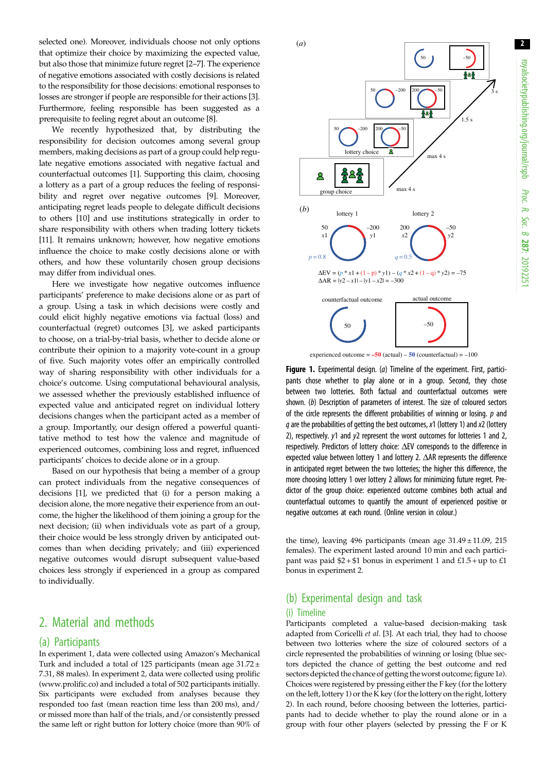selected one). Moreover, individuals choose not only options that optimize their choice by maximizing the expected value, but also those that minimize future regret [2–7]. The experience of negative emotions associated with costly decisions is related to the responsibility for those decisions: emotional responses to losses are stronger if people are responsible for their actions [3]. Furthermore, feeling responsible has been suggested as a prerequisite to feeling regret about an outcome [8].

We recently hypothesized that, by distributing the responsibility for decision outcomes among several group members, making decisions as part of a group could help regulate negative emotions associated with negative factual and counterfactual outcomes [1]. Supporting this claim, choosing a lottery as a part of a group reduces the feeling of responsibility and regret over negative outcomes [9]. Moreover, anticipating regret leads people to delegate difficult decisions to others [10] and use institutions strategically in order to share responsibility with others when trading lottery tickets [11]. It remains unknown, however, how negative emotions influence the choice to make costly decisions alone or with others, and how these voluntarily chosen group decisions may differ from individual ones.

Here we investigate how negative outcomes influence participants' preference to make decisions alone or as part of a group. Using a task in which decisions were costly and could elicit highly negative emotions via factual (loss) and counterfactual (regret) outcomes [3], we asked participants to choose, on a trial-by-trial basis, whether to decide alone or contribute their opinion to a majority vote-count in a group of five. Such majority votes offer an empirically controlled way of sharing responsibility with other individuals for a choice's outcome. Using computational behavioural analysis, we assessed whether the previously established influence of expected value and anticipated regret on individual lottery decisions changes when the participant acted as a member of a group. Importantly, our design offered a powerful quantitative method to test how the valence and magnitude of experienced outcomes, combining loss and regret, influenced participants' choices to decide alone or in a group.

Based on our hypothesis that being a member of a group can protect individuals from the negative consequences of decisions [1], we predicted that (i) for a person making a decision alone, the more negative their experience from an outcome, the higher the likelihood of them joining a group for the next decision; (ii) when individuals vote as part of a group, their choice would be less strongly driven by anticipated outcomes than when deciding privately; and (iii) experienced negative outcomes would disrupt subsequent value-based choices less strongly if experienced in a group as compared to individually.

## 2. Material and methods

### (a) Participants

In experiment 1, data were collected using Amazon's Mechanical Turk and included a total of 125 participants (mean age 31.72 ± 7.31, 88 males). In experiment 2, data were collected using prolific (www.prolific.co) and included a total of 502 participants initially. Six participants were excluded from analyses because they responded too fast (mean reaction time less than 200 ms), and/or missed more than half of the trials, and/or consistently pressed the same left or right button for lottery choice (more than 90% of the time), leaving 496 participants (mean age 31.49 ± 11.09, 215 females). The experiment lasted around 10 min and each participant was paid \$2 + \$1 bonus in experiment 1 and £1.5 + up to £1 bonus in experiment 2.

(a)

50 | −50

50 −200 | 200 −50

3 s

1.5 s

50 −200 | 200 −50

lottery choice

max 4 s

group choice

max 4 s

(b)

lottery 1 lottery 2

50 −200 200 −50

$x1$ $y1$ $x2$ $y2$

$p = 0.8$ $q = 0.5$

$\Delta EV = (p * x1 + (1 - p) * y1) - (q * x2 + (1 - q) * y2) = -75$

$\Delta AR = |y2 - x1| - |y1 - x2| = -300$

counterfactual outcome actual outcome

50 −50

experienced outcome = −50 (actual) − 50 (counterfactual) = −100

**Figure 1.** Experimental design. (*a*) Timeline of the experiment. First, participants chose whether to play alone or in a group. Second, they chose between two lotteries. Both factual and counterfactual outcomes were shown. (*b*) Description of parameters of interest. The size of coloured sectors of the circle represents the different probabilities of winning or losing. $p$ and $q$ are the probabilities of getting the best outcomes, $x1$ (lottery 1) and $x2$ (lottery 2), respectively. $y1$ and $y2$ represent the worst outcomes for lotteries 1 and 2, respectively. Predictors of lottery choice: ΔEV corresponds to the difference in expected value between lottery 1 and lottery 2. ΔAR represents the difference in anticipated regret between the two lotteries; the higher this difference, the more choosing lottery 1 over lottery 2 allows for minimizing future regret. Predictor of the group choice: experienced outcome combines both actual and counterfactual outcomes to quantify the amount of experienced positive or negative outcomes at each round. (Online version in colour.)

### (b) Experimental design and task

#### (i) Timeline

Participants completed a value-based decision-making task adapted from Coricelli *et al.* [3]. At each trial, they had to choose between two lotteries where the size of coloured sectors of a circle represented the probabilities of winning or losing (blue sectors depicted the chance of getting the best outcome and red sectors depicted the chance of getting the worst outcome; figure 1*a*). Choices were registered by pressing either the F key (for the lottery on the left, lottery 1) or the K key (for the lottery on the right, lottery 2). In each round, before choosing between the lotteries, participants had to decide whether to play the round alone or in a group with four other players (selected by pressing the F or K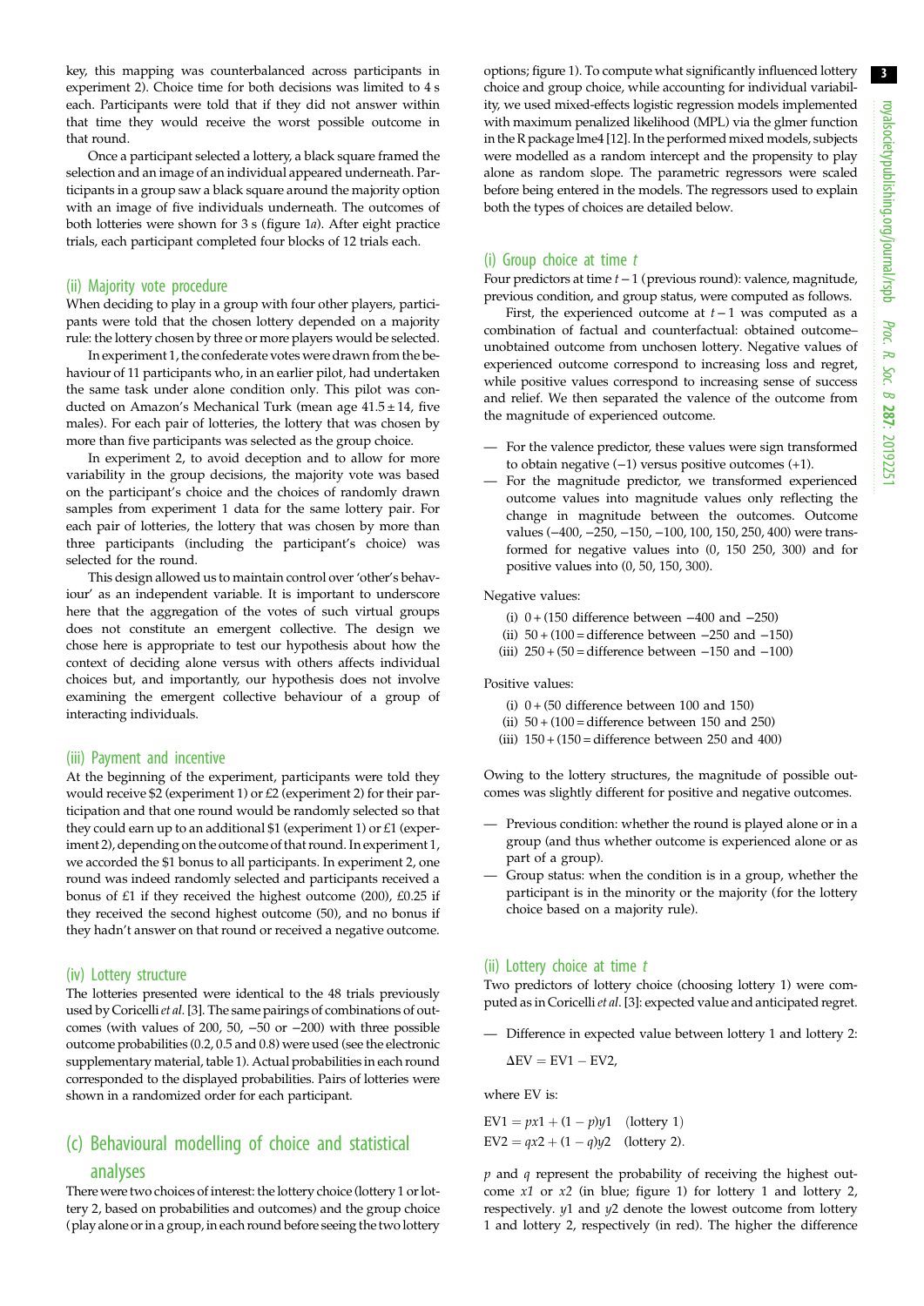key, this mapping was counterbalanced across participants in experiment 2). Choice time for both decisions was limited to 4 s each. Participants were told that if they did not answer within that time they would receive the worst possible outcome in that round.

Once a participant selected a lottery, a black square framed the selection and an image of an individual appeared underneath. Participants in a group saw a black square around the majority option with an image of five individuals underneath. The outcomes of both lotteries were shown for 3 s (figure 1*a*). After eight practice trials, each participant completed four blocks of 12 trials each.

### (ii) Majority vote procedure

When deciding to play in a group with four other players, participants were told that the chosen lottery depended on a majority rule: the lottery chosen by three or more players would be selected.

In experiment 1, the confederate votes were drawn from the behaviour of 11 participants who, in an earlier pilot, had undertaken the same task under alone condition only. This pilot was conducted on Amazon's Mechanical Turk (mean age 41.5 ± 14, five males). For each pair of lotteries, the lottery that was chosen by more than five participants was selected as the group choice.

In experiment 2, to avoid deception and to allow for more variability in the group decisions, the majority vote was based on the participant's choice and the choices of randomly drawn samples from experiment 1 data for the same lottery pair. For each pair of lotteries, the lottery that was chosen by more than three participants (including the participant's choice) was selected for the round.

This design allowed us to maintain control over 'other's behaviour' as an independent variable. It is important to underscore here that the aggregation of the votes of such virtual groups does not constitute an emergent collective. The design we chose here is appropriate to test our hypothesis about how the context of deciding alone versus with others affects individual choices but, and importantly, our hypothesis does not involve examining the emergent collective behaviour of a group of interacting individuals.

### (iii) Payment and incentive

At the beginning of the experiment, participants were told they would receive $2 (experiment 1) or £2 (experiment 2) for their participation and that one round would be randomly selected so that they could earn up to an additional $1 (experiment 1) or £1 (experiment 2), depending on the outcome of that round. In experiment 1, we accorded the $1 bonus to all participants. In experiment 2, one round was indeed randomly selected and participants received a bonus of £1 if they received the highest outcome (200), £0.25 if they received the second highest outcome (50), and no bonus if they hadn't answer on that round or received a negative outcome.

### (iv) Lottery structure

The lotteries presented were identical to the 48 trials previously used by Coricelli *et al.* [3]. The same pairings of combinations of outcomes (with values of 200, 50, −50 or −200) with three possible outcome probabilities (0.2, 0.5 and 0.8) were used (see the electronic supplementary material, table 1). Actual probabilities in each round corresponded to the displayed probabilities. Pairs of lotteries were shown in a randomized order for each participant.

## (c) Behavioural modelling of choice and statistical analyses

There were two choices of interest: the lottery choice (lottery 1 or lottery 2, based on probabilities and outcomes) and the group choice (play alone or in a group, in each round before seeing the two lottery options; figure 1). To compute what significantly influenced lottery choice and group choice, while accounting for individual variability, we used mixed-effects logistic regression models implemented with maximum penalized likelihood (MPL) via the glmer function in the R package lme4 [12]. In the performed mixed models, subjects were modelled as a random intercept and the propensity to play alone as random slope. The parametric regressors were scaled before being entered in the models. The regressors used to explain both the types of choices are detailed below.

### (i) Group choice at time $t$

Four predictors at time $t-1$ (previous round): valence, magnitude, previous condition, and group status, were computed as follows.

First, the experienced outcome at $t-1$ was computed as a combination of factual and counterfactual: obtained outcome–unobtained outcome from unchosen lottery. Negative values of experienced outcome correspond to increasing loss and regret, while positive values correspond to increasing sense of success and relief. We then separated the valence of the outcome from the magnitude of experienced outcome.

- For the valence predictor, these values were sign transformed to obtain negative (−1) versus positive outcomes (+1).
- For the magnitude predictor, we transformed experienced outcome values into magnitude values only reflecting the change in magnitude between the outcomes. Outcome values (−400, −250, −150, −100, 100, 150, 250, 400) were transformed for negative values into (0, 150 250, 300) and for positive values into (0, 50, 150, 300).

Negative values:

(i) 0 + (150 difference between −400 and −250)
(ii) 50 + (100 = difference between −250 and −150)
(iii) 250 + (50 = difference between −150 and −100)

Positive values:

(i) 0 + (50 difference between 100 and 150)
(ii) 50 + (100 = difference between 150 and 250)
(iii) 150 + (150 = difference between 250 and 400)

Owing to the lottery structures, the magnitude of possible outcomes was slightly different for positive and negative outcomes.

- Previous condition: whether the round is played alone or in a group (and thus whether outcome is experienced alone or as part of a group).
- Group status: when the condition is in a group, whether the participant is in the minority or the majority (for the lottery choice based on a majority rule).

### (ii) Lottery choice at time $t$

Two predictors of lottery choice (choosing lottery 1) were computed as in Coricelli *et al.* [3]: expected value and anticipated regret.

- Difference in expected value between lottery 1 and lottery 2:

$$\Delta EV = EV1 - EV2,$$

where EV is:

$$EV1 = px1 + (1-p)y1 \quad \text{(lottery 1)}$$
$$EV2 = qx2 + (1-q)y2 \quad \text{(lottery 2)}.$$

$p$ and $q$ represent the probability of receiving the highest outcome $x1$ or $x2$ (in blue; figure 1) for lottery 1 and lottery 2, respectively. $y1$ and $y2$ denote the lowest outcome from lottery 1 and lottery 2, respectively (in red). The higher the difference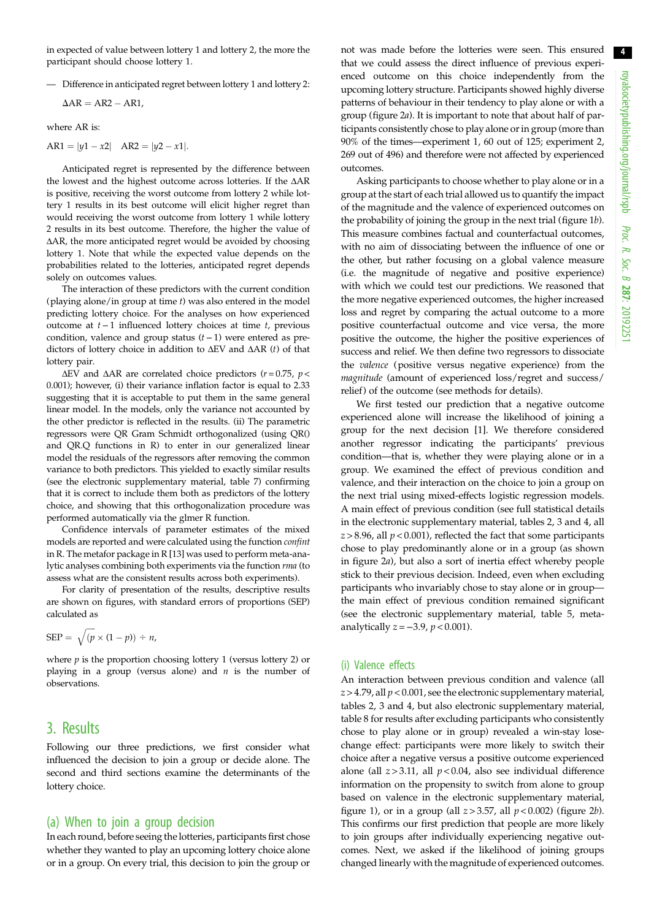in expected of value between lottery 1 and lottery 2, the more the participant should choose lottery 1.

— Difference in anticipated regret between lottery 1 and lottery 2:

$$\Delta AR = AR2 - AR1,$$

where AR is:

$$AR1 = |y1 - x2| \quad AR2 = |y2 - x1|.$$

Anticipated regret is represented by the difference between the lowest and the highest outcome across lotteries. If the $\Delta AR$ is positive, receiving the worst outcome from lottery 2 while lottery 1 results in its best outcome will elicit higher regret than would receiving the worst outcome from lottery 1 while lottery 2 results in its best outcome. Therefore, the higher the value of $\Delta AR$, the more anticipated regret would be avoided by choosing lottery 1. Note that while the expected value depends on the probabilities related to the lotteries, anticipated regret depends solely on outcomes values.

The interaction of these predictors with the current condition (playing alone/in group at time $t$) was also entered in the model predicting lottery choice. For the analyses on how experienced outcome at $t-1$ influenced lottery choices at time $t$, previous condition, valence and group status $(t-1)$ were entered as predictors of lottery choice in addition to $\Delta EV$ and $\Delta AR$ $(t)$ of that lottery pair.

$\Delta EV$ and $\Delta AR$ are correlated choice predictors ($r = 0.75$, $p < 0.001$); however, (i) their variance inflation factor is equal to 2.33 suggesting that it is acceptable to put them in the same general linear model. In the models, only the variance not accounted by the other predictor is reflected in the results. (ii) The parametric regressors were QR Gram Schmidt orthogonalized (using QR() and QR.Q functions in R) to enter in our generalized linear model the residuals of the regressors after removing the common variance to both predictors. This yielded to exactly similar results (see the electronic supplementary material, table 7) confirming that it is correct to include them both as predictors of the lottery choice, and showing that this orthogonalization procedure was performed automatically via the glmer R function.

Confidence intervals of parameter estimates of the mixed models are reported and were calculated using the function *confint* in R. The metafor package in R [13] was used to perform meta-analytic analyses combining both experiments via the function *rma* (to assess what are the consistent results across both experiments).

For clarity of presentation of the results, descriptive results are shown on figures, with standard errors of proportions (SEP) calculated as

$$SEP = \sqrt{(p \times (1-p)) \div n},$$

where $p$ is the proportion choosing lottery 1 (versus lottery 2) or playing in a group (versus alone) and $n$ is the number of observations.

## 3. Results

Following our three predictions, we first consider what influenced the decision to join a group or decide alone. The second and third sections examine the determinants of the lottery choice.

### (a) When to join a group decision

In each round, before seeing the lotteries, participants first chose whether they wanted to play an upcoming lottery choice alone or in a group. On every trial, this decision to join the group or not was made before the lotteries were seen. This ensured that we could assess the direct influence of previous experienced outcome on this choice independently from the upcoming lottery structure. Participants showed highly diverse patterns of behaviour in their tendency to play alone or with a group (figure 2*a*). It is important to note that about half of participants consistently chose to play alone or in group (more than 90% of the times—experiment 1, 60 out of 125; experiment 2, 269 out of 496) and therefore were not affected by experienced outcomes.

Asking participants to choose whether to play alone or in a group at the start of each trial allowed us to quantify the impact of the magnitude and the valence of experienced outcomes on the probability of joining the group in the next trial (figure 1*b*). This measure combines factual and counterfactual outcomes, with no aim of dissociating between the influence of one or the other, but rather focusing on a global valence measure (i.e. the magnitude of negative and positive experience) with which we could test our predictions. We reasoned that the more negative experienced outcomes, the higher increased loss and regret by comparing the actual outcome to a more positive counterfactual outcome and vice versa, the more positive the outcome, the higher the positive experiences of success and relief. We then define two regressors to dissociate the *valence* (positive versus negative experience) from the *magnitude* (amount of experienced loss/regret and success/relief) of the outcome (see methods for details).

We first tested our prediction that a negative outcome experienced alone will increase the likelihood of joining a group for the next decision [1]. We therefore considered another regressor indicating the participants' previous condition—that is, whether they were playing alone or in a group. We examined the effect of previous condition and valence, and their interaction on the choice to join a group on the next trial using mixed-effects logistic regression models. A main effect of previous condition (see full statistical details in the electronic supplementary material, tables 2, 3 and 4, all $z > 8.96$, all $p < 0.001$), reflected the fact that some participants chose to play predominantly alone or in a group (as shown in figure 2*a*), but also a sort of inertia effect whereby people stick to their previous decision. Indeed, even when excluding participants who invariably chose to stay alone or in group—the main effect of previous condition remained significant (see the electronic supplementary material, table 5, meta-analytically $z = -3.9$, $p < 0.001$).

#### (i) Valence effects

An interaction between previous condition and valence (all $z > 4.79$, all $p < 0.001$, see the electronic supplementary material, tables 2, 3 and 4, but also electronic supplementary material, table 8 for results after excluding participants who consistently chose to play alone or in group) revealed a win-stay lose-change effect: participants were more likely to switch their choice after a negative versus a positive outcome experienced alone (all $z > 3.11$, all $p < 0.04$, also see individual difference information on the propensity to switch from alone to group based on valence in the electronic supplementary material, figure 1), or in a group (all $z > 3.57$, all $p < 0.002$) (figure 2*b*). This confirms our first prediction that people are more likely to join groups after individually experiencing negative outcomes. Next, we asked if the likelihood of joining groups changed linearly with the magnitude of experienced outcomes.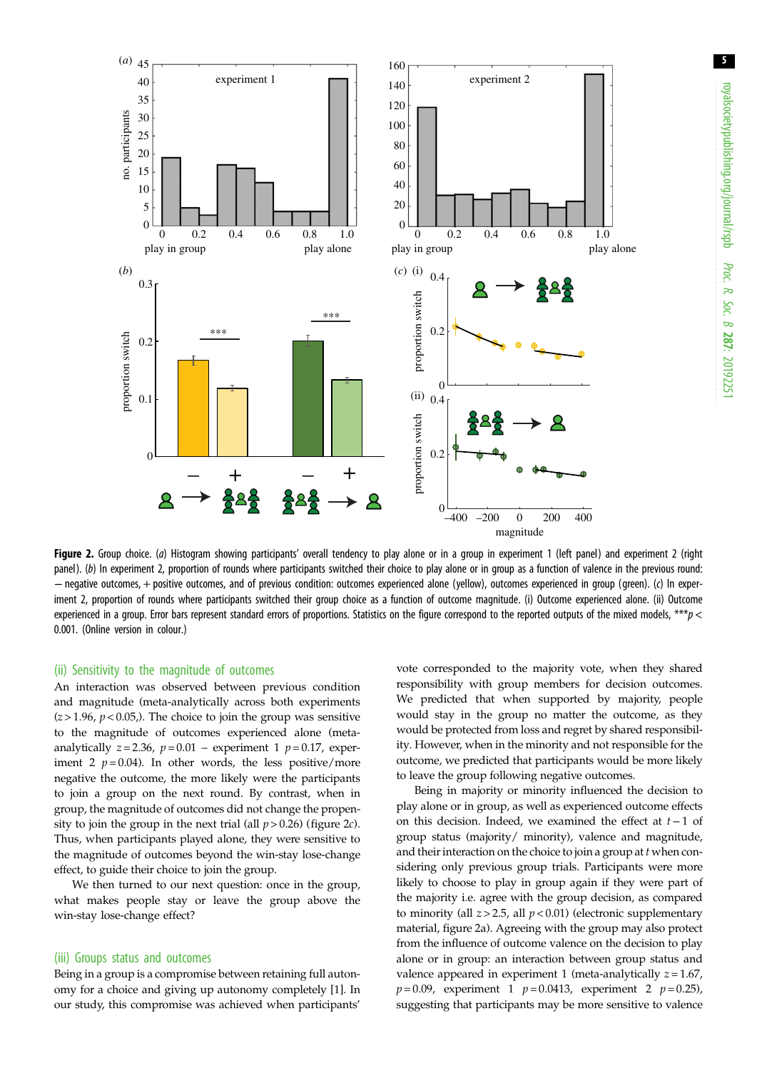**Figure 2.** Group choice. (*a*) Histogram showing participants' overall tendency to play alone or in a group in experiment 1 (left panel) and experiment 2 (right panel). (*b*) In experiment 2, proportion of rounds where participants switched their choice to play alone or in group as a function of valence in the previous round: − negative outcomes, + positive outcomes, and of previous condition: outcomes experienced alone (yellow), outcomes experienced in group (green). (*c*) In experiment 2, proportion of rounds where participants switched their group choice as a function of outcome magnitude. (i) Outcome experienced alone. (ii) Outcome experienced in a group. Error bars represent standard errors of proportions. Statistics on the figure correspond to the reported outputs of the mixed models, ***$p < 0.001$. (Online version in colour.)

### (ii) Sensitivity to the magnitude of outcomes

An interaction was observed between previous condition and magnitude (meta-analytically across both experiments ($z > 1.96$, $p < 0.05$,). The choice to join the group was sensitive to the magnitude of outcomes experienced alone (meta-analytically $z = 2.36$, $p = 0.01$ – experiment 1 $p = 0.17$, experiment 2 $p = 0.04$). In other words, the less positive/more negative the outcome, the more likely were the participants to join a group on the next round. By contrast, when in group, the magnitude of outcomes did not change the propensity to join the group in the next trial (all $p > 0.26$) (figure 2*c*). Thus, when participants played alone, they were sensitive to the magnitude of outcomes beyond the win-stay lose-change effect, to guide their choice to join the group.

We then turned to our next question: once in the group, what makes people stay or leave the group above the win-stay lose-change effect?

### (iii) Groups status and outcomes

Being in a group is a compromise between retaining full autonomy for a choice and giving up autonomy completely [1]. In our study, this compromise was achieved when participants' vote corresponded to the majority vote, when they shared responsibility with group members for decision outcomes. We predicted that when supported by majority, people would stay in the group no matter the outcome, as they would be protected from loss and regret by shared responsibility. However, when in the minority and not responsible for the outcome, we predicted that participants would be more likely to leave the group following negative outcomes.

Being in majority or minority influenced the decision to play alone or in group, as well as experienced outcome effects on this decision. Indeed, we examined the effect at $t-1$ of group status (majority/ minority), valence and magnitude, and their interaction on the choice to join a group at $t$ when considering only previous group trials. Participants were more likely to choose to play in group again if they were part of the majority i.e. agree with the group decision, as compared to minority (all $z > 2.5$, all $p < 0.01$) (electronic supplementary material, figure 2a). Agreeing with the group may also protect from the influence of outcome valence on the decision to play alone or in group: an interaction between group status and valence appeared in experiment 1 (meta-analytically $z = 1.67$, $p = 0.09$, experiment 1 $p = 0.0413$, experiment 2 $p = 0.25$), suggesting that participants may be more sensitive to valence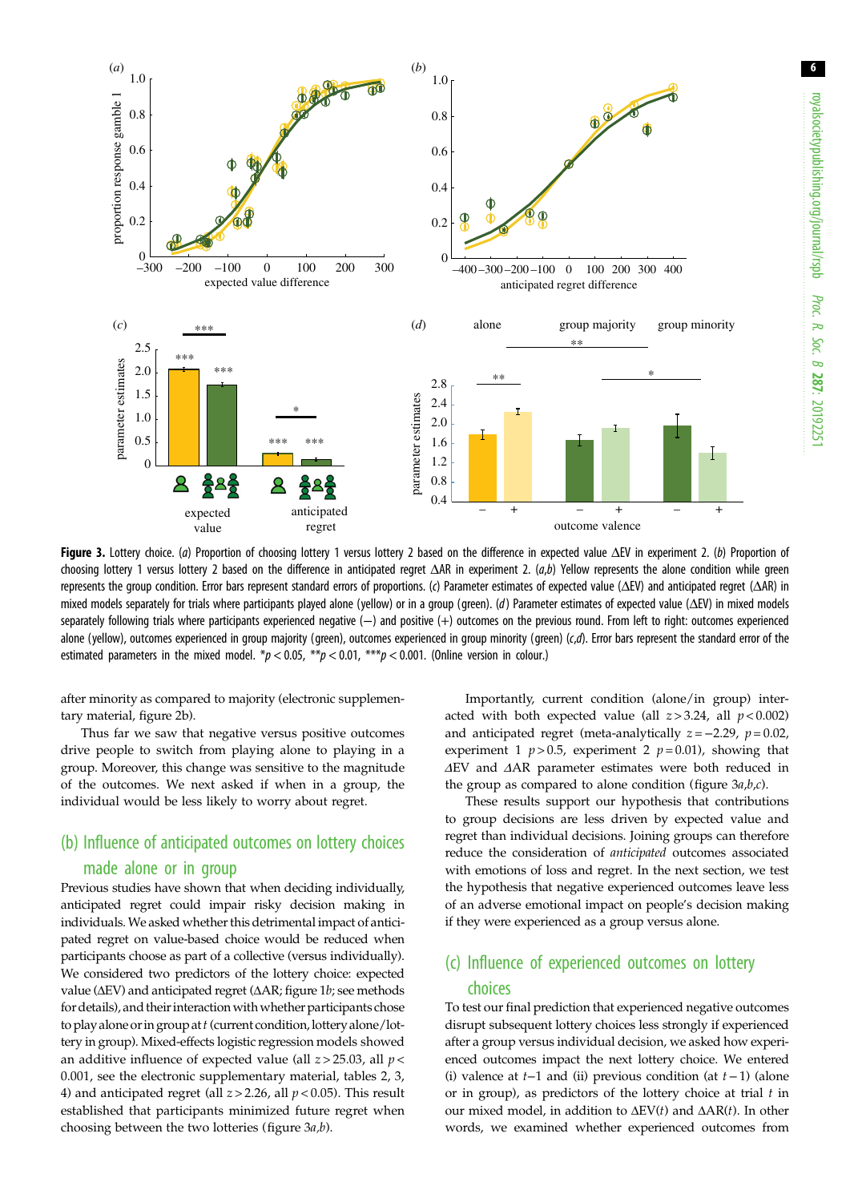**Figure 3.** Lottery choice. (*a*) Proportion of choosing lottery 1 versus lottery 2 based on the difference in expected value ΔEV in experiment 2. (*b*) Proportion of choosing lottery 1 versus lottery 2 based on the difference in anticipated regret ΔAR in experiment 2. (*a*,*b*) Yellow represents the alone condition while green represents the group condition. Error bars represent standard errors of proportions. (*c*) Parameter estimates of expected value (ΔEV) and anticipated regret (ΔAR) in mixed models separately for trials where participants played alone (yellow) or in a group (green). (*d*) Parameter estimates of expected value (ΔEV) in mixed models separately following trials where participants experienced negative (−) and positive (+) outcomes on the previous round. From left to right: outcomes experienced alone (yellow), outcomes experienced in group majority (green), outcomes experienced in group minority (green) (*c*,*d*). Error bars represent the standard error of the estimated parameters in the mixed model. \*$p < 0.05$, \*\*$p < 0.01$, \*\*\*$p < 0.001$. (Online version in colour.)

after minority as compared to majority (electronic supplementary material, figure 2b).

Thus far we saw that negative versus positive outcomes drive people to switch from playing alone to playing in a group. Moreover, this change was sensitive to the magnitude of the outcomes. We next asked if when in a group, the individual would be less likely to worry about regret.

## (b) Influence of anticipated outcomes on lottery choices made alone or in group

Previous studies have shown that when deciding individually, anticipated regret could impair risky decision making in individuals. We asked whether this detrimental impact of anticipated regret on value-based choice would be reduced when participants choose as part of a collective (versus individually). We considered two predictors of the lottery choice: expected value (ΔEV) and anticipated regret (ΔAR; figure 1*b*; see methods for details), and their interaction with whether participants chose to play alone or in group at *t* (current condition, lottery alone/lottery in group). Mixed-effects logistic regression models showed an additive influence of expected value (all $z > 25.03$, all $p < 0.001$, see the electronic supplementary material, tables 2, 3, 4) and anticipated regret (all $z > 2.26$, all $p < 0.05$). This result established that participants minimized future regret when choosing between the two lotteries (figure 3*a*,*b*).

Importantly, current condition (alone/in group) interacted with both expected value (all $z > 3.24$, all $p < 0.002$) and anticipated regret (meta-analytically $z = -2.29$, $p = 0.02$, experiment 1 $p > 0.5$, experiment 2 $p = 0.01$), showing that ΔEV and ΔAR parameter estimates were both reduced in the group as compared to alone condition (figure 3*a*,*b*,*c*).

These results support our hypothesis that contributions to group decisions are less driven by expected value and regret than individual decisions. Joining groups can therefore reduce the consideration of *anticipated* outcomes associated with emotions of loss and regret. In the next section, we test the hypothesis that negative experienced outcomes leave less of an adverse emotional impact on people's decision making if they were experienced as a group versus alone.

## (c) Influence of experienced outcomes on lottery choices

To test our final prediction that experienced negative outcomes disrupt subsequent lottery choices less strongly if experienced after a group versus individual decision, we asked how experienced outcomes impact the next lottery choice. We entered (i) valence at $t-1$ and (ii) previous condition (at $t-1$) (alone or in group), as predictors of the lottery choice at trial $t$ in our mixed model, in addition to $\Delta EV(t)$ and $\Delta AR(t)$. In other words, we examined whether experienced outcomes from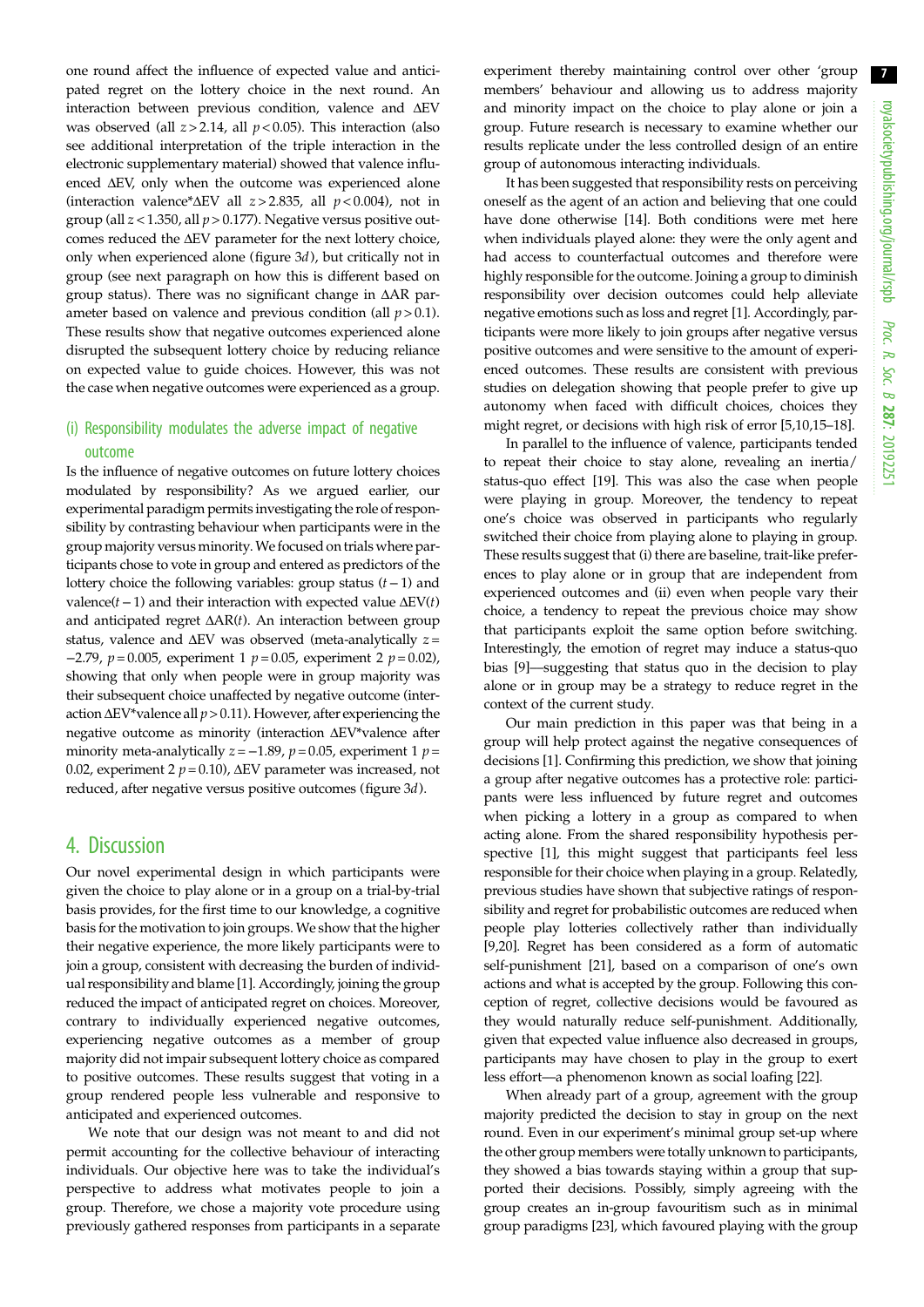one round affect the influence of expected value and anticipated regret on the lottery choice in the next round. An interaction between previous condition, valence and ΔEV was observed (all $z > 2.14$, all $p < 0.05$). This interaction (also see additional interpretation of the triple interaction in the electronic supplementary material) showed that valence influenced ΔEV, only when the outcome was experienced alone (interaction valence*ΔEV all $z > 2.835$, all $p < 0.004$), not in group (all $z < 1.350$, all $p > 0.177$). Negative versus positive outcomes reduced the ΔEV parameter for the next lottery choice, only when experienced alone (figure 3*d*), but critically not in group (see next paragraph on how this is different based on group status). There was no significant change in ΔAR parameter based on valence and previous condition (all $p > 0.1$). These results show that negative outcomes experienced alone disrupted the subsequent lottery choice by reducing reliance on expected value to guide choices. However, this was not the case when negative outcomes were experienced as a group.

### (i) Responsibility modulates the adverse impact of negative outcome

Is the influence of negative outcomes on future lottery choices modulated by responsibility? As we argued earlier, our experimental paradigm permits investigating the role of responsibility by contrasting behaviour when participants were in the group majority versus minority. We focused on trials where participants chose to vote in group and entered as predictors of the lottery choice the following variables: group status ($t - 1$) and valence($t - 1$) and their interaction with expected value ΔEV($t$) and anticipated regret ΔAR($t$). An interaction between group status, valence and ΔEV was observed (meta-analytically $z = -2.79$, $p = 0.005$, experiment 1 $p = 0.05$, experiment 2 $p = 0.02$), showing that only when people were in group majority was their subsequent choice unaffected by negative outcome (interaction ΔEV*valence all $p > 0.11$). However, after experiencing the negative outcome as minority (interaction ΔEV*valence after minority meta-analytically $z = -1.89$, $p = 0.05$, experiment 1 $p = 0.02$, experiment 2 $p = 0.10$), ΔEV parameter was increased, not reduced, after negative versus positive outcomes (figure 3*d*).

## 4. Discussion

Our novel experimental design in which participants were given the choice to play alone or in a group on a trial-by-trial basis provides, for the first time to our knowledge, a cognitive basis for the motivation to join groups. We show that the higher their negative experience, the more likely participants were to join a group, consistent with decreasing the burden of individual responsibility and blame [1]. Accordingly, joining the group reduced the impact of anticipated regret on choices. Moreover, contrary to individually experienced negative outcomes, experiencing negative outcomes as a member of group majority did not impair subsequent lottery choice as compared to positive outcomes. These results suggest that voting in a group rendered people less vulnerable and responsive to anticipated and experienced outcomes.

We note that our design was not meant to and did not permit accounting for the collective behaviour of interacting individuals. Our objective here was to take the individual's perspective to address what motivates people to join a group. Therefore, we chose a majority vote procedure using previously gathered responses from participants in a separate experiment thereby maintaining control over other 'group members' behaviour and allowing us to address majority and minority impact on the choice to play alone or join a group. Future research is necessary to examine whether our results replicate under the less controlled design of an entire group of autonomous interacting individuals.

It has been suggested that responsibility rests on perceiving oneself as the agent of an action and believing that one could have done otherwise [14]. Both conditions were met here when individuals played alone: they were the only agent and had access to counterfactual outcomes and therefore were highly responsible for the outcome. Joining a group to diminish responsibility over decision outcomes could help alleviate negative emotions such as loss and regret [1]. Accordingly, participants were more likely to join groups after negative versus positive outcomes and were sensitive to the amount of experienced outcomes. These results are consistent with previous studies on delegation showing that people prefer to give up autonomy when faced with difficult choices, choices they might regret, or decisions with high risk of error [5,10,15–18].

In parallel to the influence of valence, participants tended to repeat their choice to stay alone, revealing an inertia/status-quo effect [19]. This was also the case when people were playing in group. Moreover, the tendency to repeat one's choice was observed in participants who regularly switched their choice from playing alone to playing in group. These results suggest that (i) there are baseline, trait-like preferences to play alone or in group that are independent from experienced outcomes and (ii) even when people vary their choice, a tendency to repeat the previous choice may show that participants exploit the same option before switching. Interestingly, the emotion of regret may induce a status-quo bias [9]—suggesting that status quo in the decision to play alone or in group may be a strategy to reduce regret in the context of the current study.

Our main prediction in this paper was that being in a group will help protect against the negative consequences of decisions [1]. Confirming this prediction, we show that joining a group after negative outcomes has a protective role: participants were less influenced by future regret and outcomes when picking a lottery in a group as compared to when acting alone. From the shared responsibility hypothesis perspective [1], this might suggest that participants feel less responsible for their choice when playing in a group. Relatedly, previous studies have shown that subjective ratings of responsibility and regret for probabilistic outcomes are reduced when people play lotteries collectively rather than individually [9,20]. Regret has been considered as a form of automatic self-punishment [21], based on a comparison of one's own actions and what is accepted by the group. Following this conception of regret, collective decisions would be favoured as they would naturally reduce self-punishment. Additionally, given that expected value influence also decreased in groups, participants may have chosen to play in the group to exert less effort—a phenomenon known as social loafing [22].

When already part of a group, agreement with the group majority predicted the decision to stay in group on the next round. Even in our experiment's minimal group set-up where the other group members were totally unknown to participants, they showed a bias towards staying within a group that supported their decisions. Possibly, simply agreeing with the group creates an in-group favouritism such as in minimal group paradigms [23], which favoured playing with the group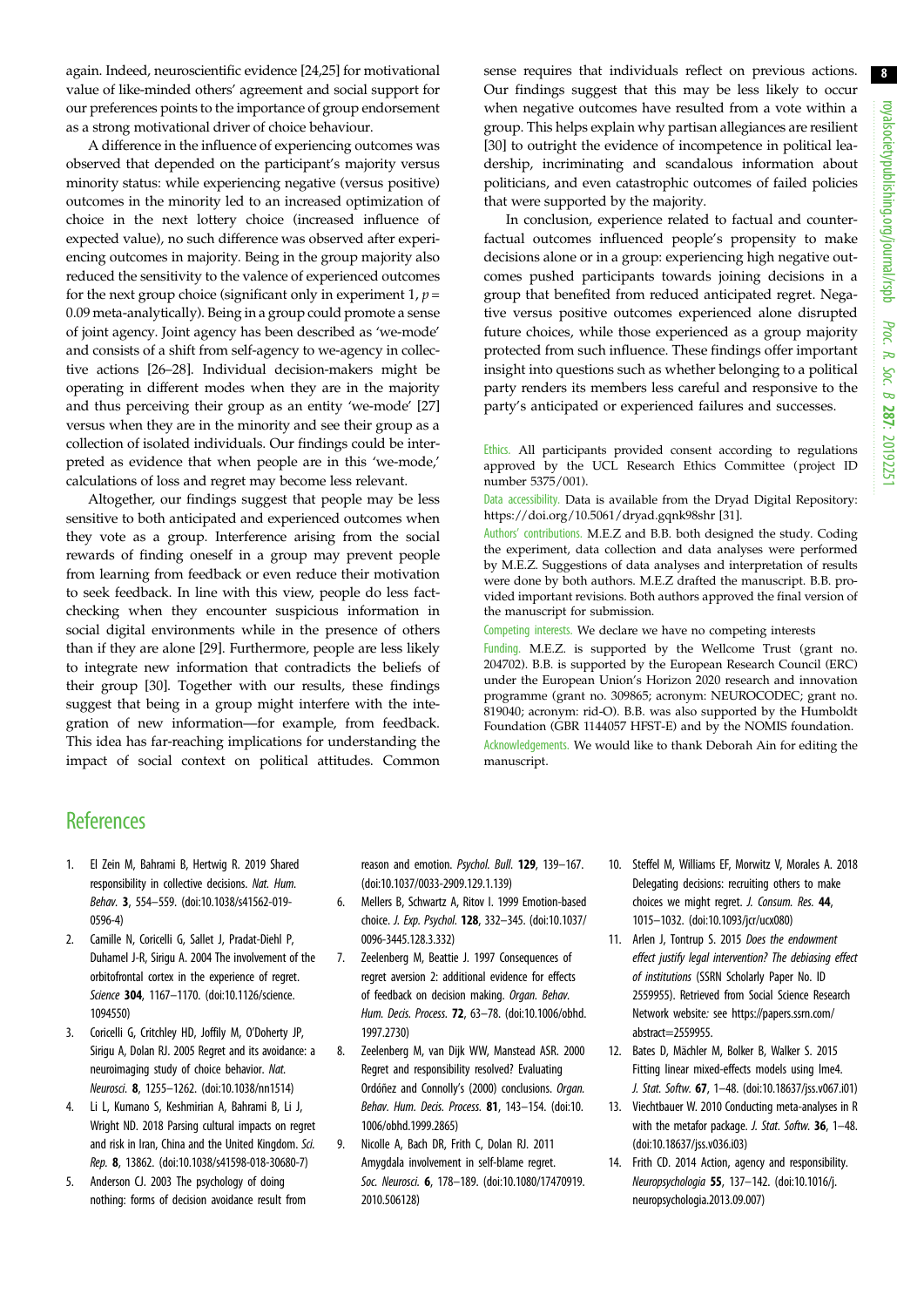again. Indeed, neuroscientific evidence [24,25] for motivational value of like-minded others' agreement and social support for our preferences points to the importance of group endorsement as a strong motivational driver of choice behaviour.

A difference in the influence of experiencing outcomes was observed that depended on the participant's majority versus minority status: while experiencing negative (versus positive) outcomes in the minority led to an increased optimization of choice in the next lottery choice (increased influence of expected value), no such difference was observed after experiencing outcomes in majority. Being in the group majority also reduced the sensitivity to the valence of experienced outcomes for the next group choice (significant only in experiment 1, $p = 0.09$ meta-analytically). Being in a group could promote a sense of joint agency. Joint agency has been described as 'we-mode' and consists of a shift from self-agency to we-agency in collective actions [26–28]. Individual decision-makers might be operating in different modes when they are in the majority and thus perceiving their group as an entity 'we-mode' [27] versus when they are in the minority and see their group as a collection of isolated individuals. Our findings could be interpreted as evidence that when people are in this 'we-mode,' calculations of loss and regret may become less relevant.

Altogether, our findings suggest that people may be less sensitive to both anticipated and experienced outcomes when they vote as a group. Interference arising from the social rewards of finding oneself in a group may prevent people from learning from feedback or even reduce their motivation to seek feedback. In line with this view, people do less fact-checking when they encounter suspicious information in social digital environments while in the presence of others than if they are alone [29]. Furthermore, people are less likely to integrate new information that contradicts the beliefs of their group [30]. Together with our results, these findings suggest that being in a group might interfere with the integration of new information—for example, from feedback. This idea has far-reaching implications for understanding the impact of social context on political attitudes. Common sense requires that individuals reflect on previous actions. Our findings suggest that this may be less likely to occur when negative outcomes have resulted from a vote within a group. This helps explain why partisan allegiances are resilient [30] to outright the evidence of incompetence in political leadership, incriminating and scandalous information about politicians, and even catastrophic outcomes of failed policies that were supported by the majority.

In conclusion, experience related to factual and counterfactual outcomes influenced people's propensity to make decisions alone or in a group: experiencing high negative outcomes pushed participants towards joining decisions in a group that benefited from reduced anticipated regret. Negative versus positive outcomes experienced alone disrupted future choices, while those experienced as a group majority protected from such influence. These findings offer important insight into questions such as whether belonging to a political party renders its members less careful and responsive to the party's anticipated or experienced failures and successes.

Ethics. All participants provided consent according to regulations approved by the UCL Research Ethics Committee (project ID number 5375/001).

Data accessibility. Data is available from the Dryad Digital Repository: https://doi.org/10.5061/dryad.gqnk98shr [31].

Authors' contributions. M.E.Z and B.B. both designed the study. Coding the experiment, data collection and data analyses were performed by M.E.Z. Suggestions of data analyses and interpretation of results were done by both authors. M.E.Z drafted the manuscript. B.B. provided important revisions. Both authors approved the final version of the manuscript for submission.

Competing interests. We declare we have no competing interests

Funding. M.E.Z. is supported by the Wellcome Trust (grant no. 204702). B.B. is supported by the European Research Council (ERC) under the European Union's Horizon 2020 research and innovation programme (grant no. 309865; acronym: NEUROCODEC; grant no. 819040; acronym: rid-O). B.B. was also supported by the Humboldt Foundation (GBR 1144057 HFST-E) and by the NOMIS foundation.

Acknowledgements. We would like to thank Deborah Ain for editing the manuscript.

## References

1. El Zein M, Bahrami B, Hertwig R. 2019 Shared responsibility in collective decisions. *Nat. Hum. Behav.* **3**, 554–559. (doi:10.1038/s41562-019-0596-4)
2. Camille N, Coricelli G, Sallet J, Pradat-Diehl P, Duhamel J-R, Sirigu A. 2004 The involvement of the orbitofrontal cortex in the experience of regret. *Science* **304**, 1167–1170. (doi:10.1126/science.1094550)
3. Coricelli G, Critchley HD, Joffily M, O'Doherty JP, Sirigu A, Dolan RJ. 2005 Regret and its avoidance: a neuroimaging study of choice behavior. *Nat. Neurosci.* **8**, 1255–1262. (doi:10.1038/nn1514)
4. Li L, Kumano S, Keshmirian A, Bahrami B, Li J, Wright ND. 2018 Parsing cultural impacts on regret and risk in Iran, China and the United Kingdom. *Sci. Rep.* **8**, 13862. (doi:10.1038/s41598-018-30680-7)
5. Anderson CJ. 2003 The psychology of doing nothing: forms of decision avoidance result from reason and emotion. *Psychol. Bull.* **129**, 139–167. (doi:10.1037/0033-2909.129.1.139)
6. Mellers B, Schwartz A, Ritov I. 1999 Emotion-based choice. *J. Exp. Psychol.* **128**, 332–345. (doi:10.1037/0096-3445.128.3.332)
7. Zeelenberg M, Beattie J. 1997 Consequences of regret aversion 2: additional evidence for effects of feedback on decision making. *Organ. Behav. Hum. Decis. Process.* **72**, 63–78. (doi:10.1006/obhd.1997.2730)
8. Zeelenberg M, van Dijk WW, Manstead ASR. 2000 Regret and responsibility resolved? Evaluating Ordóñez and Connolly's (2000) conclusions. *Organ. Behav. Hum. Decis. Process.* **81**, 143–154. (doi:10.1006/obhd.1999.2865)
9. Nicolle A, Bach DR, Frith C, Dolan RJ. 2011 Amygdala involvement in self-blame regret. *Soc. Neurosci.* **6**, 178–189. (doi:10.1080/17470919.2010.506128)
10. Steffel M, Williams EF, Morwitz V, Morales A. 2018 Delegating decisions: recruiting others to make choices we might regret. *J. Consum. Res.* **44**, 1015–1032. (doi:10.1093/jcr/ucx080)
11. Arlen J, Tontrup S. 2015 *Does the endowment effect justify legal intervention? The debiasing effect of institutions* (SSRN Scholarly Paper No. ID 2559955). Retrieved from Social Science Research Network website: see https://papers.ssrn.com/abstract=2559955.
12. Bates D, Mächler M, Bolker B, Walker S. 2015 Fitting linear mixed-effects models using lme4. *J. Stat. Softw.* **67**, 1–48. (doi:10.18637/jss.v067.i01)
13. Viechtbauer W. 2010 Conducting meta-analyses in R with the metafor package. *J. Stat. Softw.* **36**, 1–48. (doi:10.18637/jss.v036.i03)
14. Frith CD. 2014 Action, agency and responsibility. *Neuropsychologia* **55**, 137–142. (doi:10.1016/j.neuropsychologia.2013.09.007)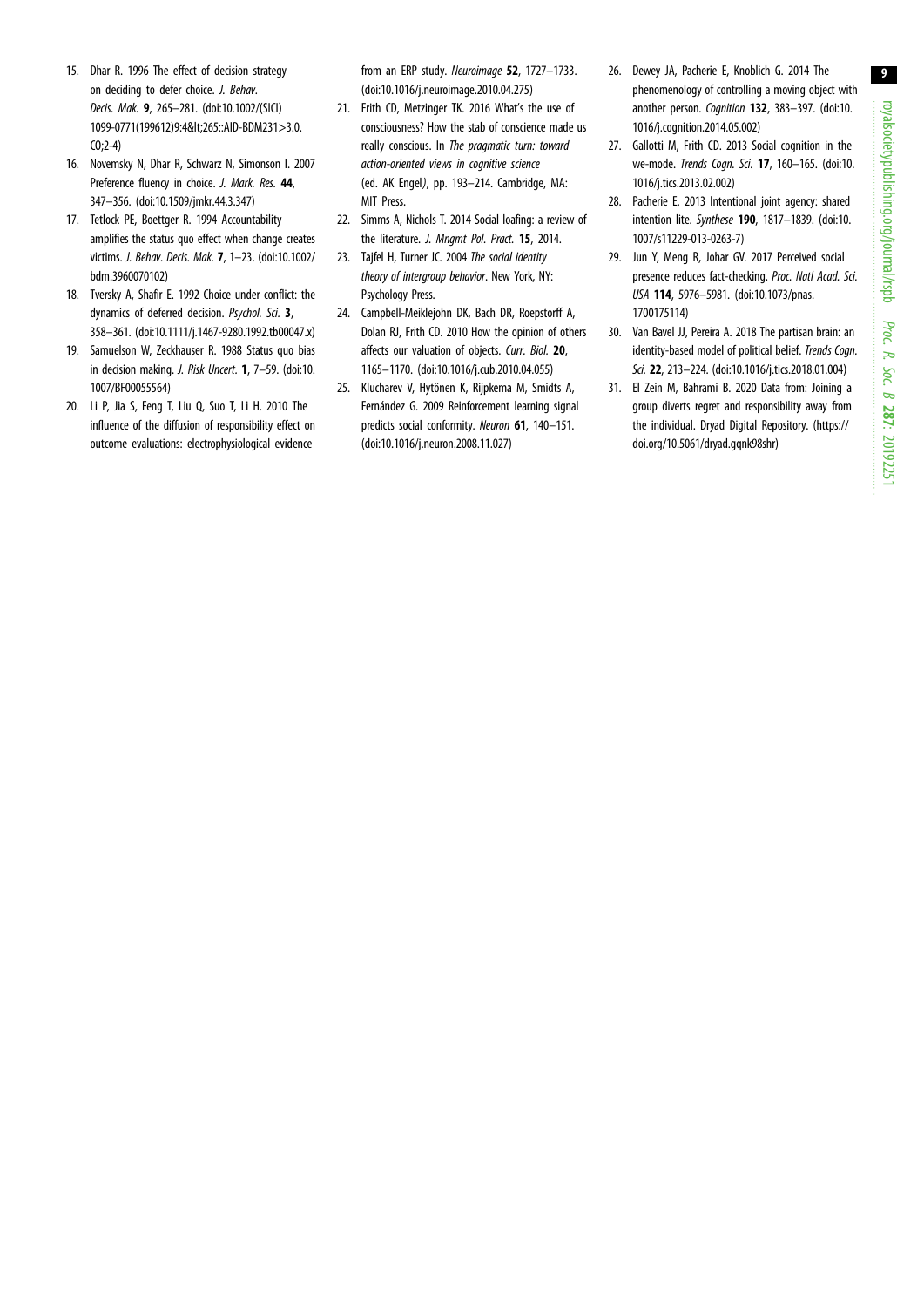15. Dhar R. 1996 The effect of decision strategy on deciding to defer choice. *J. Behav. Decis. Mak.* **9**, 265–281. (doi:10.1002/(SICI)1099-0771(199612)9:4&lt;265::AID-BDM231>3.0.CO;2-4)
16. Novemsky N, Dhar R, Schwarz N, Simonson I. 2007 Preference fluency in choice. *J. Mark. Res.* **44**, 347–356. (doi:10.1509/jmkr.44.3.347)
17. Tetlock PE, Boettger R. 1994 Accountability amplifies the status quo effect when change creates victims. *J. Behav. Decis. Mak.* **7**, 1–23. (doi:10.1002/bdm.3960070102)
18. Tversky A, Shafir E. 1992 Choice under conflict: the dynamics of deferred decision. *Psychol. Sci.* **3**, 358–361. (doi:10.1111/j.1467-9280.1992.tb00047.x)
19. Samuelson W, Zeckhauser R. 1988 Status quo bias in decision making. *J. Risk Uncert.* **1**, 7–59. (doi:10.1007/BF00055564)
20. Li P, Jia S, Feng T, Liu Q, Suo T, Li H. 2010 The influence of the diffusion of responsibility effect on outcome evaluations: electrophysiological evidence from an ERP study. *Neuroimage* **52**, 1727–1733. (doi:10.1016/j.neuroimage.2010.04.275)
21. Frith CD, Metzinger TK. 2016 What's the use of consciousness? How the stab of conscience made us really conscious. In *The pragmatic turn: toward action-oriented views in cognitive science* (ed. AK Engel), pp. 193–214. Cambridge, MA: MIT Press.
22. Simms A, Nichols T. 2014 Social loafing: a review of the literature. *J. Mngmt Pol. Pract.* **15**, 2014.
23. Tajfel H, Turner JC. 2004 *The social identity theory of intergroup behavior*. New York, NY: Psychology Press.
24. Campbell-Meiklejohn DK, Bach DR, Roepstorff A, Dolan RJ, Frith CD. 2010 How the opinion of others affects our valuation of objects. *Curr. Biol.* **20**, 1165–1170. (doi:10.1016/j.cub.2010.04.055)
25. Klucharev V, Hytönen K, Rijpkema M, Smidts A, Fernández G. 2009 Reinforcement learning signal predicts social conformity. *Neuron* **61**, 140–151. (doi:10.1016/j.neuron.2008.11.027)
26. Dewey JA, Pacherie E, Knoblich G. 2014 The phenomenology of controlling a moving object with another person. *Cognition* **132**, 383–397. (doi:10.1016/j.cognition.2014.05.002)
27. Gallotti M, Frith CD. 2013 Social cognition in the we-mode. *Trends Cogn. Sci.* **17**, 160–165. (doi:10.1016/j.tics.2013.02.002)
28. Pacherie E. 2013 Intentional joint agency: shared intention lite. *Synthese* **190**, 1817–1839. (doi:10.1007/s11229-013-0263-7)
29. Jun Y, Meng R, Johar GV. 2017 Perceived social presence reduces fact-checking. *Proc. Natl Acad. Sci. USA* **114**, 5976–5981. (doi:10.1073/pnas.1700175114)
30. Van Bavel JJ, Pereira A. 2018 The partisan brain: an identity-based model of political belief. *Trends Cogn. Sci.* **22**, 213–224. (doi:10.1016/j.tics.2018.01.004)
31. El Zein M, Bahrami B. 2020 Data from: Joining a group diverts regret and responsibility away from the individual. Dryad Digital Repository. (https://doi.org/10.5061/dryad.gqnk98shr)